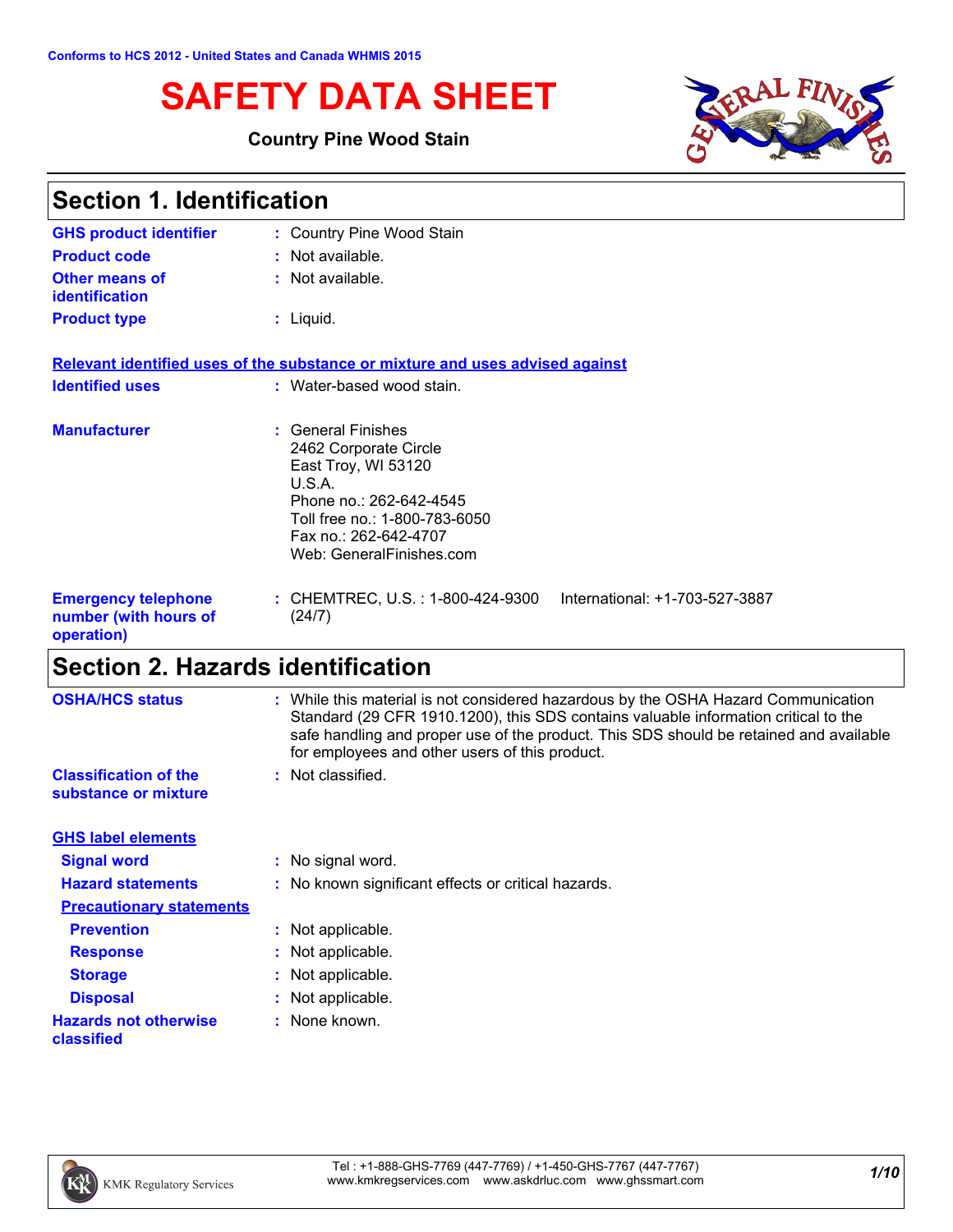Conforms to HCS 2012 - United States and Canada WHMIS 2015

# SAFETY DATA SHEET

**Country Pine Wood Stain**

## Section 1. Identification

**GHS product identifier** : Country Pine Wood Stain

**Product code** : Not available.

**Other means of identification** : Not available.

**Product type** : Liquid.

**Relevant identified uses of the substance or mixture and uses advised against**

**Identified uses** : Water-based wood stain.

**Manufacturer** : General Finishes
2462 Corporate Circle
East Troy, WI 53120
U.S.A.
Phone no.: 262-642-4545
Toll free no.: 1-800-783-6050
Fax no.: 262-642-4707
Web: GeneralFinishes.com

**Emergency telephone number (with hours of operation)** : CHEMTREC, U.S. : 1-800-424-9300 International: +1-703-527-3887 (24/7)

## Section 2. Hazards identification

**OSHA/HCS status** : While this material is not considered hazardous by the OSHA Hazard Communication Standard (29 CFR 1910.1200), this SDS contains valuable information critical to the safe handling and proper use of the product. This SDS should be retained and available for employees and other users of this product.

**Classification of the substance or mixture** : Not classified.

**GHS label elements**

**Signal word** : No signal word.

**Hazard statements** : No known significant effects or critical hazards.

**Precautionary statements**

**Prevention** : Not applicable.

**Response** : Not applicable.

**Storage** : Not applicable.

**Disposal** : Not applicable.

**Hazards not otherwise classified** : None known.

Tel : +1-888-GHS-7769 (447-7769) / +1-450-GHS-7767 (447-7767)
www.kmkregservices.com www.askdrluc.com www.ghssmart.com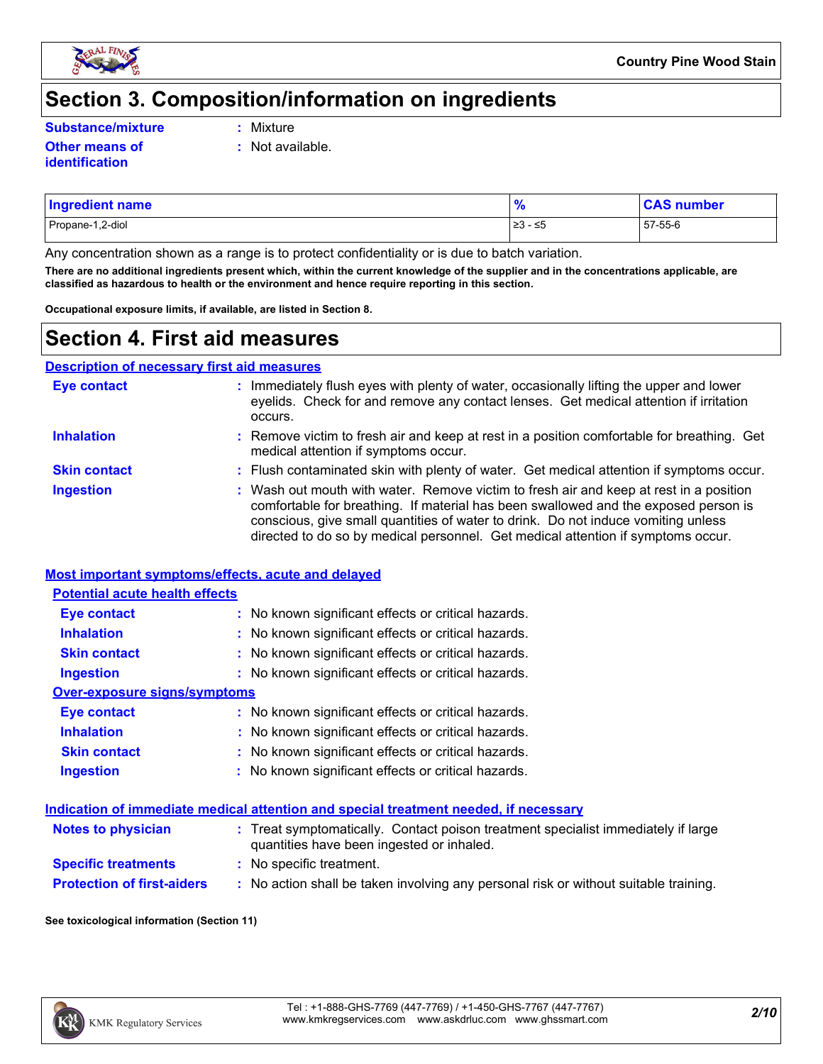# Section 3. Composition/information on ingredients

**Substance/mixture** : Mixture

**Other means of identification** : Not available.

| Ingredient name | % | CAS number |
|---|---|---|
| Propane-1,2-diol | ≥3 - ≤5 | 57-55-6 |

Any concentration shown as a range is to protect confidentiality or is due to batch variation.

**There are no additional ingredients present which, within the current knowledge of the supplier and in the concentrations applicable, are classified as hazardous to health or the environment and hence require reporting in this section.**

**Occupational exposure limits, if available, are listed in Section 8.**

# Section 4. First aid measures

## Description of necessary first aid measures

**Eye contact** : Immediately flush eyes with plenty of water, occasionally lifting the upper and lower eyelids. Check for and remove any contact lenses. Get medical attention if irritation occurs.

**Inhalation** : Remove victim to fresh air and keep at rest in a position comfortable for breathing. Get medical attention if symptoms occur.

**Skin contact** : Flush contaminated skin with plenty of water. Get medical attention if symptoms occur.

**Ingestion** : Wash out mouth with water. Remove victim to fresh air and keep at rest in a position comfortable for breathing. If material has been swallowed and the exposed person is conscious, give small quantities of water to drink. Do not induce vomiting unless directed to do so by medical personnel. Get medical attention if symptoms occur.

## Most important symptoms/effects, acute and delayed

### Potential acute health effects

**Eye contact** : No known significant effects or critical hazards.

**Inhalation** : No known significant effects or critical hazards.

**Skin contact** : No known significant effects or critical hazards.

**Ingestion** : No known significant effects or critical hazards.

### Over-exposure signs/symptoms

**Eye contact** : No known significant effects or critical hazards.

**Inhalation** : No known significant effects or critical hazards.

**Skin contact** : No known significant effects or critical hazards.

**Ingestion** : No known significant effects or critical hazards.

## Indication of immediate medical attention and special treatment needed, if necessary

**Notes to physician** : Treat symptomatically. Contact poison treatment specialist immediately if large quantities have been ingested or inhaled.

**Specific treatments** : No specific treatment.

**Protection of first-aiders** : No action shall be taken involving any personal risk or without suitable training.

**See toxicological information (Section 11)**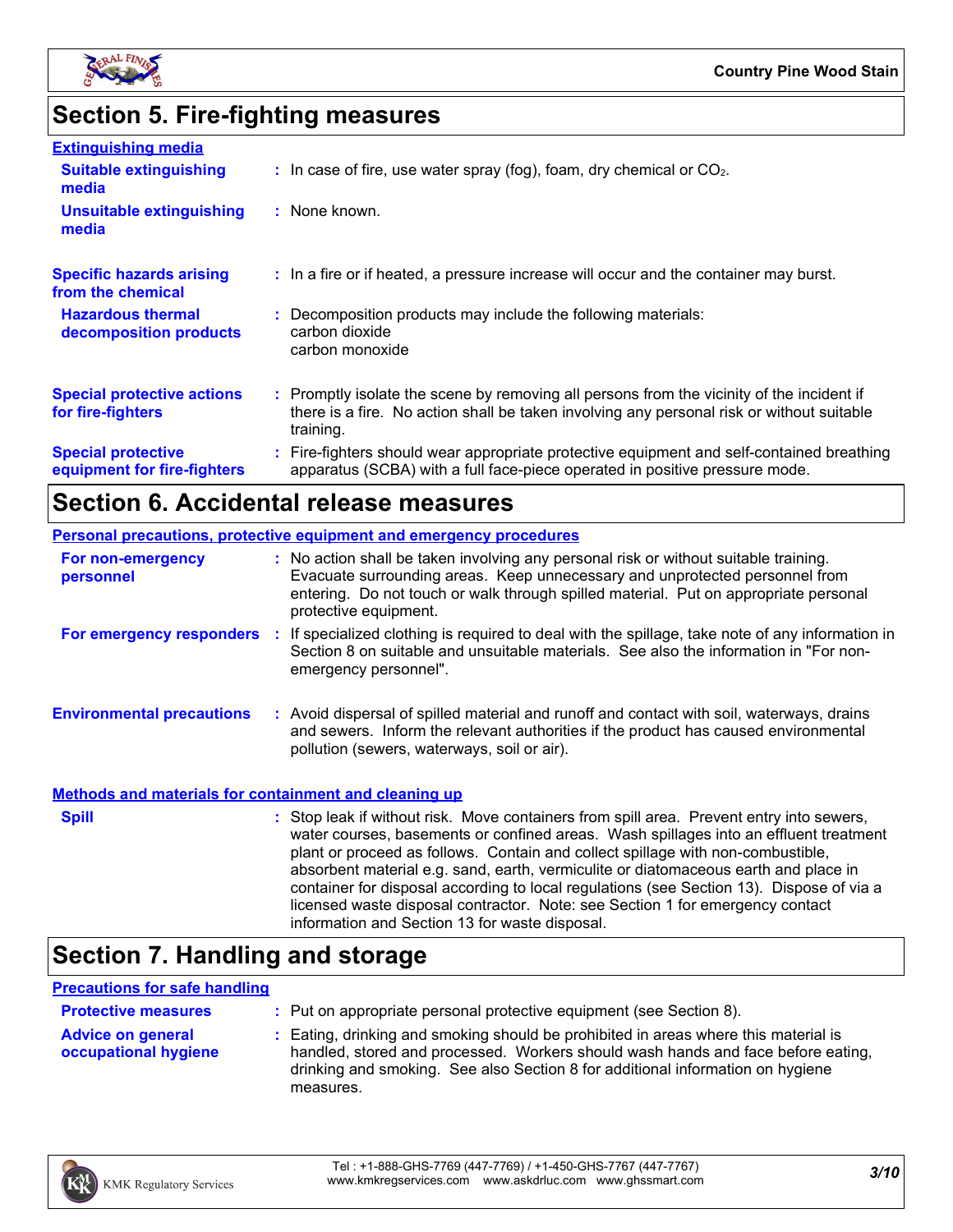## Section 5. Fire-fighting measures

### Extinguishing media

**Suitable extinguishing media** : In case of fire, use water spray (fog), foam, dry chemical or $CO_2$.

**Unsuitable extinguishing media** : None known.

**Specific hazards arising from the chemical** : In a fire or if heated, a pressure increase will occur and the container may burst.

**Hazardous thermal decomposition products** : Decomposition products may include the following materials:
carbon dioxide
carbon monoxide

**Special protective actions for fire-fighters** : Promptly isolate the scene by removing all persons from the vicinity of the incident if there is a fire. No action shall be taken involving any personal risk or without suitable training.

**Special protective equipment for fire-fighters** : Fire-fighters should wear appropriate protective equipment and self-contained breathing apparatus (SCBA) with a full face-piece operated in positive pressure mode.

## Section 6. Accidental release measures

### Personal precautions, protective equipment and emergency procedures

**For non-emergency personnel** : No action shall be taken involving any personal risk or without suitable training. Evacuate surrounding areas. Keep unnecessary and unprotected personnel from entering. Do not touch or walk through spilled material. Put on appropriate personal protective equipment.

**For emergency responders** : If specialized clothing is required to deal with the spillage, take note of any information in Section 8 on suitable and unsuitable materials. See also the information in "For non-emergency personnel".

**Environmental precautions** : Avoid dispersal of spilled material and runoff and contact with soil, waterways, drains and sewers. Inform the relevant authorities if the product has caused environmental pollution (sewers, waterways, soil or air).

### Methods and materials for containment and cleaning up

**Spill** : Stop leak if without risk. Move containers from spill area. Prevent entry into sewers, water courses, basements or confined areas. Wash spillages into an effluent treatment plant or proceed as follows. Contain and collect spillage with non-combustible, absorbent material e.g. sand, earth, vermiculite or diatomaceous earth and place in container for disposal according to local regulations (see Section 13). Dispose of via a licensed waste disposal contractor. Note: see Section 1 for emergency contact information and Section 13 for waste disposal.

## Section 7. Handling and storage

### Precautions for safe handling

**Protective measures** : Put on appropriate personal protective equipment (see Section 8).

**Advice on general occupational hygiene** : Eating, drinking and smoking should be prohibited in areas where this material is handled, stored and processed. Workers should wash hands and face before eating, drinking and smoking. See also Section 8 for additional information on hygiene measures.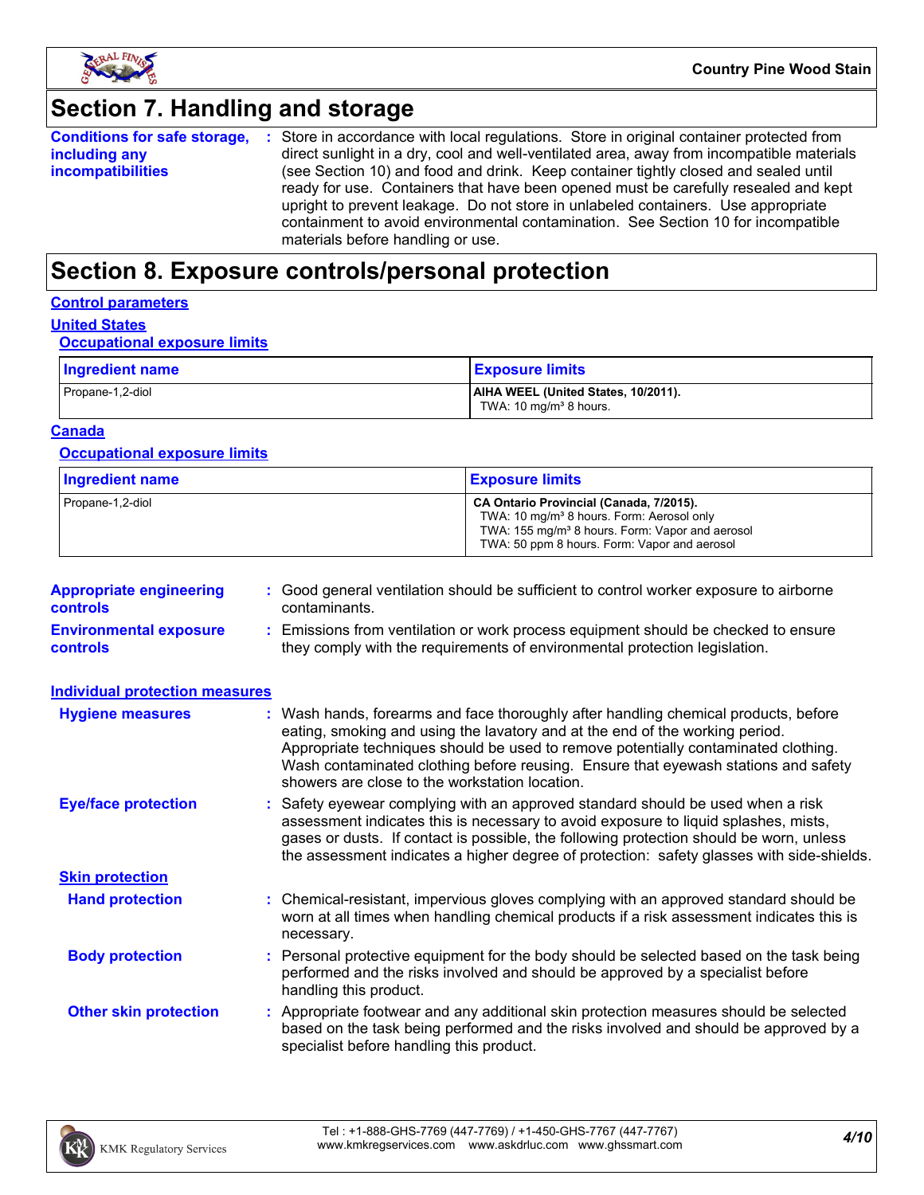# Section 7. Handling and storage

**Conditions for safe storage, including any incompatibilities** : Store in accordance with local regulations. Store in original container protected from direct sunlight in a dry, cool and well-ventilated area, away from incompatible materials (see Section 10) and food and drink. Keep container tightly closed and sealed until ready for use. Containers that have been opened must be carefully resealed and kept upright to prevent leakage. Do not store in unlabeled containers. Use appropriate containment to avoid environmental contamination. See Section 10 for incompatible materials before handling or use.

# Section 8. Exposure controls/personal protection

## Control parameters

### United States

#### Occupational exposure limits

| Ingredient name | Exposure limits |
| --- | --- |
| Propane-1,2-diol | **AIHA WEEL (United States, 10/2011).**<br>TWA: 10 mg/m³ 8 hours. |

### Canada

#### Occupational exposure limits

| Ingredient name | Exposure limits |
| --- | --- |
| Propane-1,2-diol | **CA Ontario Provincial (Canada, 7/2015).**<br>TWA: 10 mg/m³ 8 hours. Form: Aerosol only<br>TWA: 155 mg/m³ 8 hours. Form: Vapor and aerosol<br>TWA: 50 ppm 8 hours. Form: Vapor and aerosol |

**Appropriate engineering controls** : Good general ventilation should be sufficient to control worker exposure to airborne contaminants.

**Environmental exposure controls** : Emissions from ventilation or work process equipment should be checked to ensure they comply with the requirements of environmental protection legislation.

## Individual protection measures

**Hygiene measures** : Wash hands, forearms and face thoroughly after handling chemical products, before eating, smoking and using the lavatory and at the end of the working period. Appropriate techniques should be used to remove potentially contaminated clothing. Wash contaminated clothing before reusing. Ensure that eyewash stations and safety showers are close to the workstation location.

**Eye/face protection** : Safety eyewear complying with an approved standard should be used when a risk assessment indicates this is necessary to avoid exposure to liquid splashes, mists, gases or dusts. If contact is possible, the following protection should be worn, unless the assessment indicates a higher degree of protection: safety glasses with side-shields.

### Skin protection

**Hand protection** : Chemical-resistant, impervious gloves complying with an approved standard should be worn at all times when handling chemical products if a risk assessment indicates this is necessary.

**Body protection** : Personal protective equipment for the body should be selected based on the task being performed and the risks involved and should be approved by a specialist before handling this product.

**Other skin protection** : Appropriate footwear and any additional skin protection measures should be selected based on the task being performed and the risks involved and should be approved by a specialist before handling this product.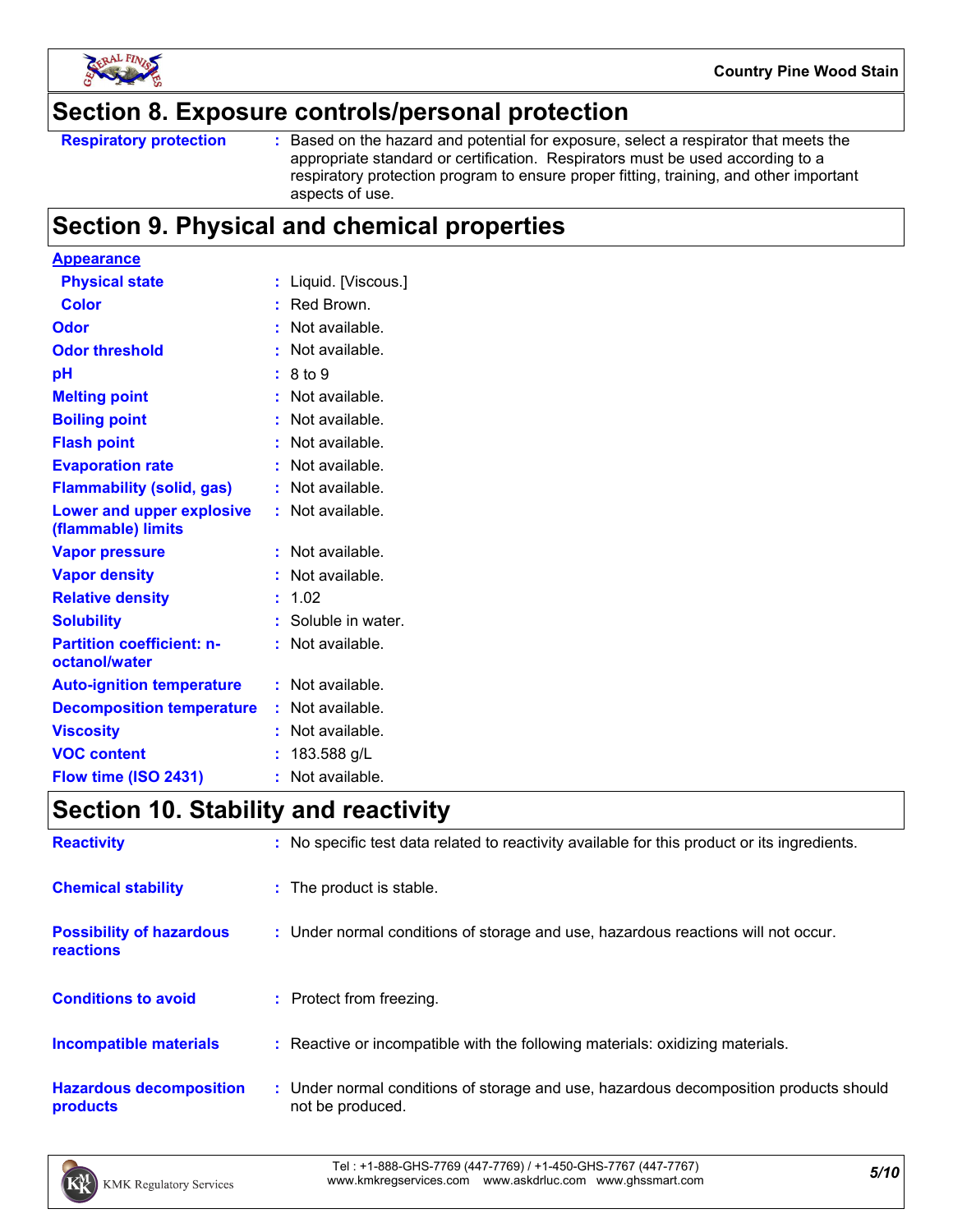## Section 8. Exposure controls/personal protection

**Respiratory protection** : Based on the hazard and potential for exposure, select a respirator that meets the appropriate standard or certification. Respirators must be used according to a respiratory protection program to ensure proper fitting, training, and other important aspects of use.

## Section 9. Physical and chemical properties

**Appearance**

| | |
|---|---|
| **Physical state** | : Liquid. [Viscous.] |
| **Color** | : Red Brown. |
| **Odor** | : Not available. |
| **Odor threshold** | : Not available. |
| **pH** | : 8 to 9 |
| **Melting point** | : Not available. |
| **Boiling point** | : Not available. |
| **Flash point** | : Not available. |
| **Evaporation rate** | : Not available. |
| **Flammability (solid, gas)** | : Not available. |
| **Lower and upper explosive (flammable) limits** | : Not available. |
| **Vapor pressure** | : Not available. |
| **Vapor density** | : Not available. |
| **Relative density** | : 1.02 |
| **Solubility** | : Soluble in water. |
| **Partition coefficient: n-octanol/water** | : Not available. |
| **Auto-ignition temperature** | : Not available. |
| **Decomposition temperature** | : Not available. |
| **Viscosity** | : Not available. |
| **VOC content** | : 183.588 g/L |
| **Flow time (ISO 2431)** | : Not available. |

## Section 10. Stability and reactivity

| | |
|---|---|
| **Reactivity** | : No specific test data related to reactivity available for this product or its ingredients. |
| **Chemical stability** | : The product is stable. |
| **Possibility of hazardous reactions** | : Under normal conditions of storage and use, hazardous reactions will not occur. |
| **Conditions to avoid** | : Protect from freezing. |
| **Incompatible materials** | : Reactive or incompatible with the following materials: oxidizing materials. |
| **Hazardous decomposition products** | : Under normal conditions of storage and use, hazardous decomposition products should not be produced. |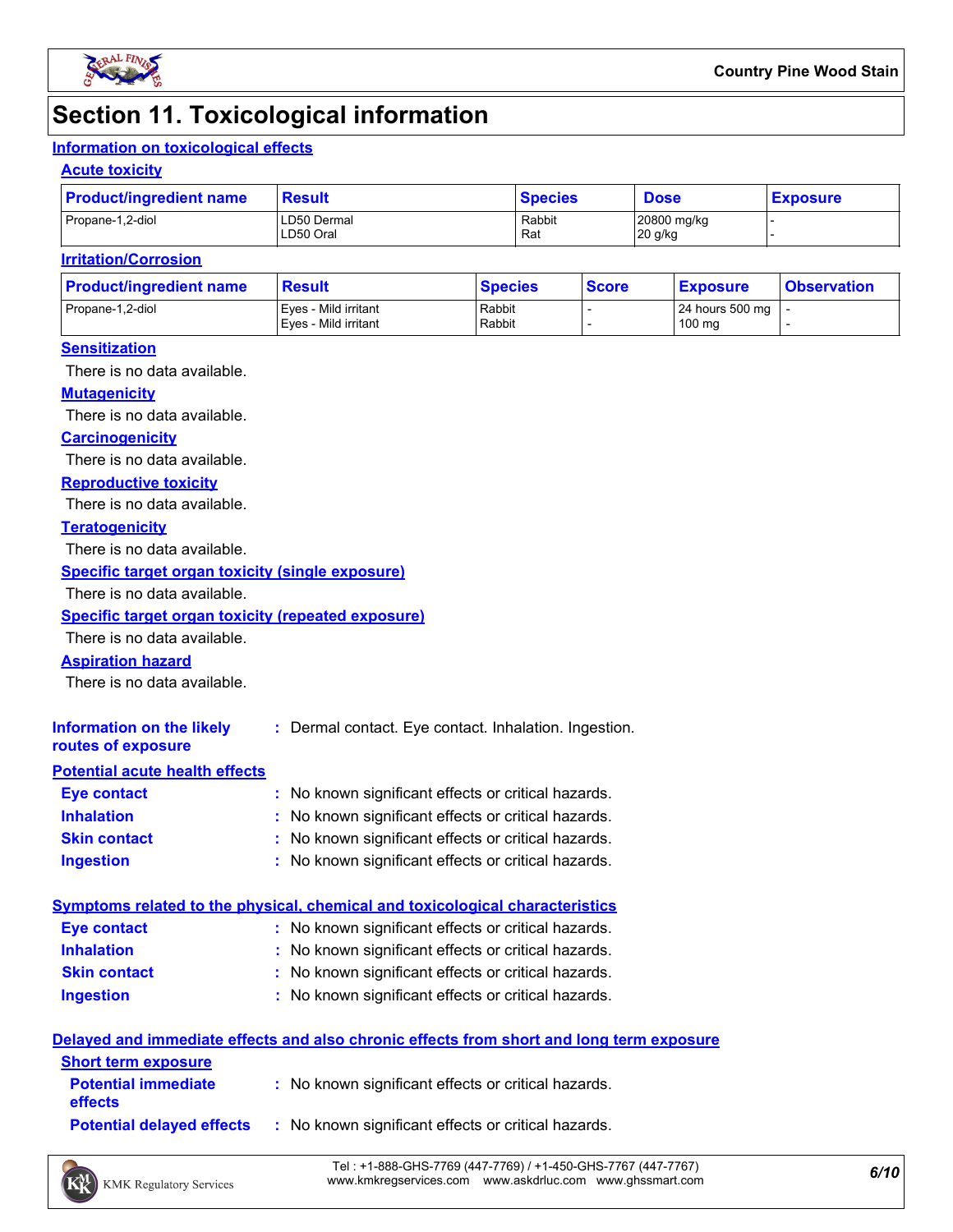# Section 11. Toxicological information

## Information on toxicological effects

### Acute toxicity

| Product/ingredient name | Result | Species | Dose | Exposure |
|---|---|---|---|---|
| Propane-1,2-diol | LD50 Dermal | Rabbit | 20800 mg/kg | - |
| | LD50 Oral | Rat | 20 g/kg | - |

### Irritation/Corrosion

| Product/ingredient name | Result | Species | Score | Exposure | Observation |
|---|---|---|---|---|---|
| Propane-1,2-diol | Eyes - Mild irritant | Rabbit | - | 24 hours 500 mg | - |
| | Eyes - Mild irritant | Rabbit | - | 100 mg | - |

### Sensitization

There is no data available.

### Mutagenicity

There is no data available.

### Carcinogenicity

There is no data available.

### Reproductive toxicity

There is no data available.

### Teratogenicity

There is no data available.

### Specific target organ toxicity (single exposure)

There is no data available.

### Specific target organ toxicity (repeated exposure)

There is no data available.

### Aspiration hazard

There is no data available.

**Information on the likely routes of exposure** : Dermal contact. Eye contact. Inhalation. Ingestion.

## Potential acute health effects

**Eye contact** : No known significant effects or critical hazards.

**Inhalation** : No known significant effects or critical hazards.

**Skin contact** : No known significant effects or critical hazards.

**Ingestion** : No known significant effects or critical hazards.

## Symptoms related to the physical, chemical and toxicological characteristics

**Eye contact** : No known significant effects or critical hazards.

**Inhalation** : No known significant effects or critical hazards.

**Skin contact** : No known significant effects or critical hazards.

**Ingestion** : No known significant effects or critical hazards.

## Delayed and immediate effects and also chronic effects from short and long term exposure

### Short term exposure

**Potential immediate effects** : No known significant effects or critical hazards.

**Potential delayed effects** : No known significant effects or critical hazards.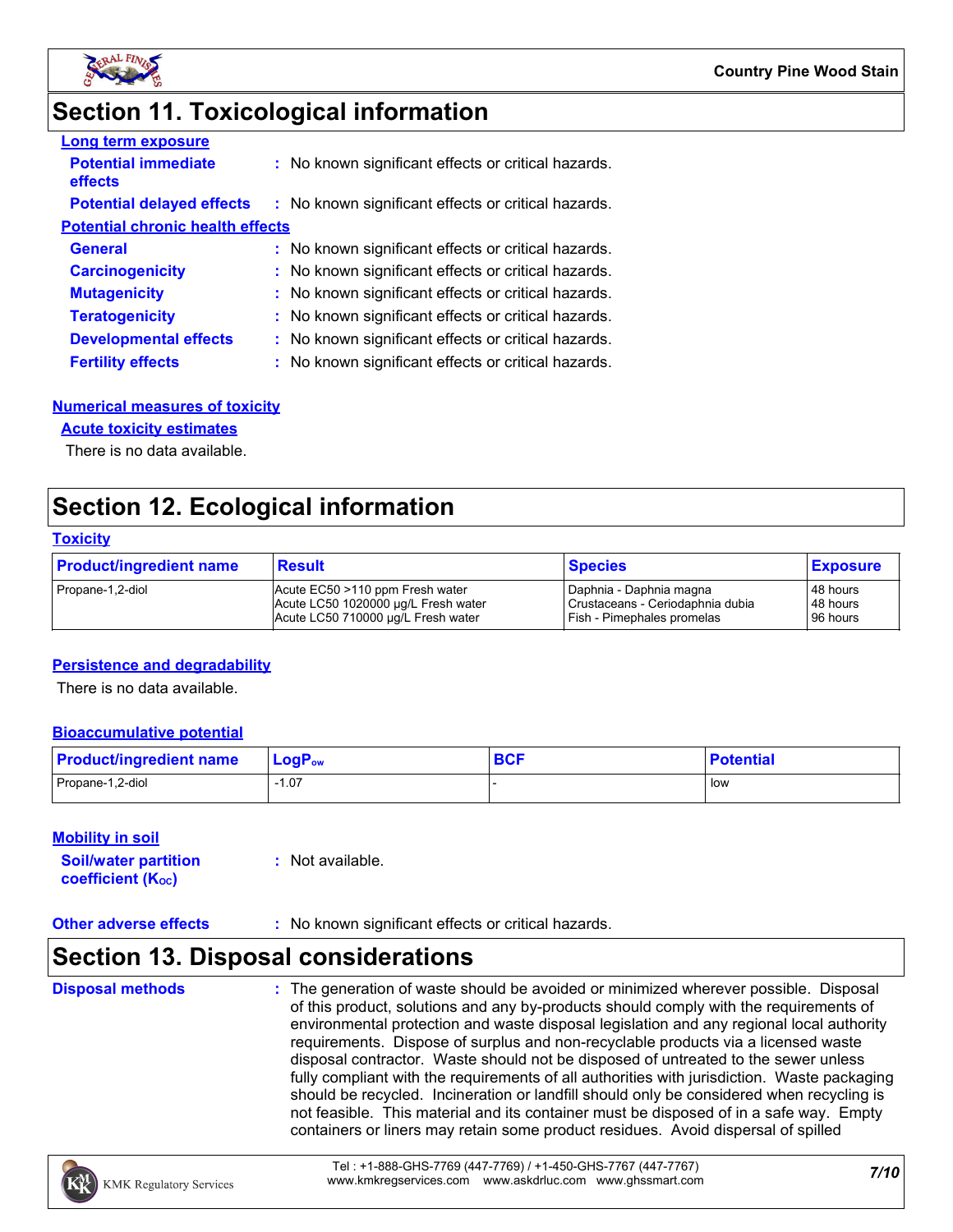# Section 11. Toxicological information

**Long term exposure**

**Potential immediate effects** : No known significant effects or critical hazards.

**Potential delayed effects** : No known significant effects or critical hazards.

**Potential chronic health effects**

**General** : No known significant effects or critical hazards.

**Carcinogenicity** : No known significant effects or critical hazards.

**Mutagenicity** : No known significant effects or critical hazards.

**Teratogenicity** : No known significant effects or critical hazards.

**Developmental effects** : No known significant effects or critical hazards.

**Fertility effects** : No known significant effects or critical hazards.

**Numerical measures of toxicity**

**Acute toxicity estimates**

There is no data available.

# Section 12. Ecological information

**Toxicity**

| Product/ingredient name | Result | Species | Exposure |
|---|---|---|---|
| Propane-1,2-diol | Acute EC50 >110 ppm Fresh water<br>Acute LC50 1020000 µg/L Fresh water<br>Acute LC50 710000 µg/L Fresh water | Daphnia - Daphnia magna<br>Crustaceans - Ceriodaphnia dubia<br>Fish - Pimephales promelas | 48 hours<br>48 hours<br>96 hours |

**Persistence and degradability**

There is no data available.

**Bioaccumulative potential**

| Product/ingredient name | $LogP_{ow}$ | BCF | Potential |
|---|---|---|---|
| Propane-1,2-diol | -1.07 | - | low |

**Mobility in soil**

**Soil/water partition coefficient ($K_{OC}$)** : Not available.

**Other adverse effects** : No known significant effects or critical hazards.

# Section 13. Disposal considerations

**Disposal methods** : The generation of waste should be avoided or minimized wherever possible. Disposal of this product, solutions and any by-products should comply with the requirements of environmental protection and waste disposal legislation and any regional local authority requirements. Dispose of surplus and non-recyclable products via a licensed waste disposal contractor. Waste should not be disposed of untreated to the sewer unless fully compliant with the requirements of all authorities with jurisdiction. Waste packaging should be recycled. Incineration or landfill should only be considered when recycling is not feasible. This material and its container must be disposed of in a safe way. Empty containers or liners may retain some product residues. Avoid dispersal of spilled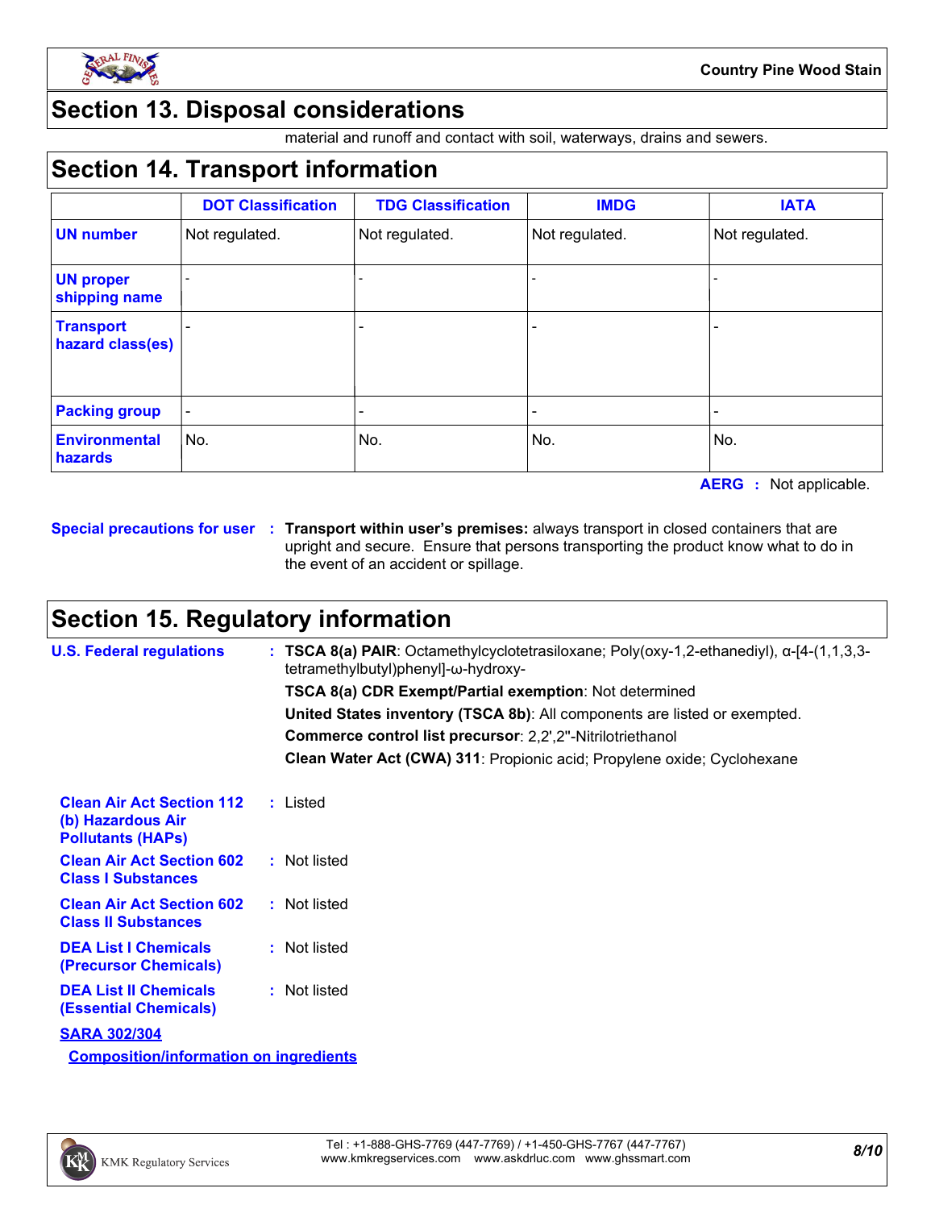## Section 13. Disposal considerations

material and runoff and contact with soil, waterways, drains and sewers.

## Section 14. Transport information

| | DOT Classification | TDG Classification | IMDG | IATA |
|---|---|---|---|---|
| **UN number** | Not regulated. | Not regulated. | Not regulated. | Not regulated. |
| **UN proper shipping name** | - | - | - | - |
| **Transport hazard class(es)** | - | - | - | - |
| **Packing group** | - | - | - | - |
| **Environmental hazards** | No. | No. | No. | No. |

**AERG** : Not applicable.

**Special precautions for user** : **Transport within user's premises:** always transport in closed containers that are upright and secure. Ensure that persons transporting the product know what to do in the event of an accident or spillage.

## Section 15. Regulatory information

**U.S. Federal regulations** : **TSCA 8(a) PAIR**: Octamethylcyclotetrasiloxane; Poly(oxy-1,2-ethanediyl), α-[4-(1,1,3,3-tetramethylbutyl)phenyl]-ω-hydroxy-

**TSCA 8(a) CDR Exempt/Partial exemption**: Not determined

**United States inventory (TSCA 8b)**: All components are listed or exempted.

**Commerce control list precursor**: 2,2',2''-Nitrilotriethanol

**Clean Water Act (CWA) 311**: Propionic acid; Propylene oxide; Cyclohexane

**Clean Air Act Section 112 (b) Hazardous Air Pollutants (HAPs)** : Listed

**Clean Air Act Section 602 Class I Substances** : Not listed

**Clean Air Act Section 602 Class II Substances** : Not listed

**DEA List I Chemicals (Precursor Chemicals)** : Not listed

**DEA List II Chemicals (Essential Chemicals)** : Not listed

**SARA 302/304**

**Composition/information on ingredients**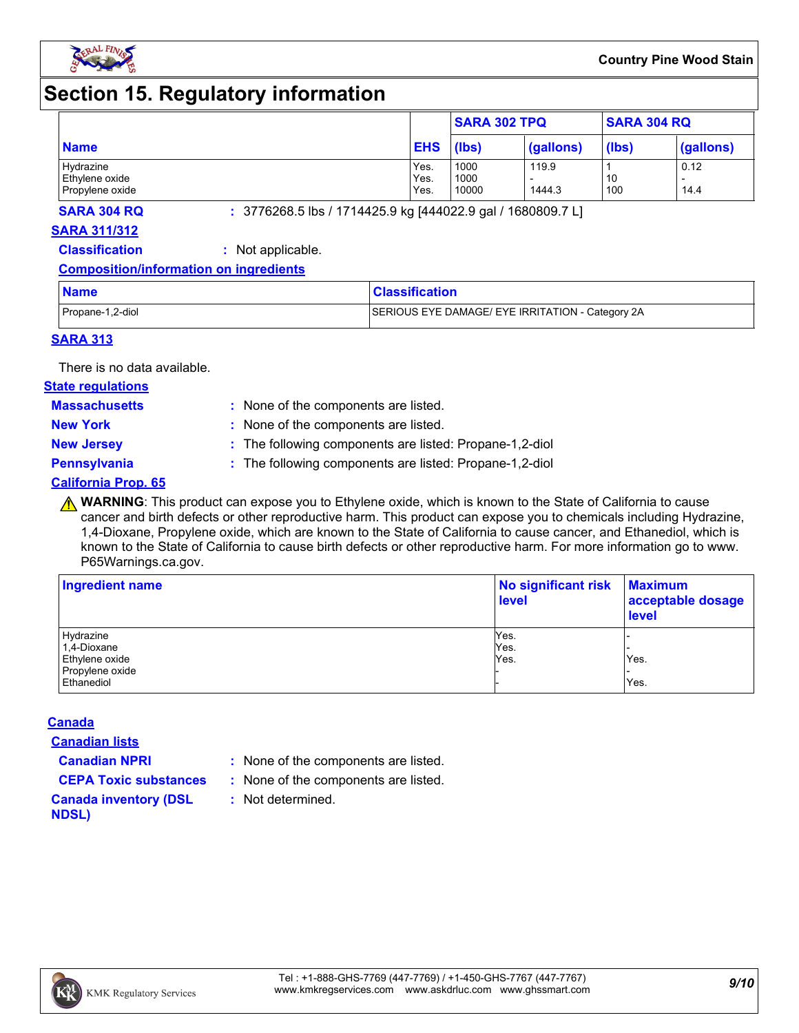# Section 15. Regulatory information

| Name | EHS | SARA 302 TPQ | | SARA 304 RQ | |
|---|---|---|---|---|---|
| | | (lbs) | (gallons) | (lbs) | (gallons) |
| Hydrazine | Yes. | 1000 | 119.9 | 1 | 0.12 |
| Ethylene oxide | Yes. | 1000 | - | 10 | - |
| Propylene oxide | Yes. | 10000 | 1444.3 | 100 | 14.4 |

**SARA 304 RQ** : 3776268.5 lbs / 1714425.9 kg [444022.9 gal / 1680809.7 L]

**SARA 311/312**

**Classification** : Not applicable.

**Composition/information on ingredients**

| Name | Classification |
|---|---|
| Propane-1,2-diol | SERIOUS EYE DAMAGE/ EYE IRRITATION - Category 2A |

**SARA 313**

There is no data available.

**State regulations**

**Massachusetts** : None of the components are listed.

**New York** : None of the components are listed.

**New Jersey** : The following components are listed: Propane-1,2-diol

**Pennsylvania** : The following components are listed: Propane-1,2-diol

**California Prop. 65**

⚠ **WARNING**: This product can expose you to Ethylene oxide, which is known to the State of California to cause cancer and birth defects or other reproductive harm. This product can expose you to chemicals including Hydrazine, 1,4-Dioxane, Propylene oxide, which are known to the State of California to cause cancer, and Ethanediol, which is known to the State of California to cause birth defects or other reproductive harm. For more information go to www.P65Warnings.ca.gov.

| Ingredient name | No significant risk level | Maximum acceptable dosage level |
|---|---|---|
| Hydrazine | Yes. | - |
| 1,4-Dioxane | Yes. | - |
| Ethylene oxide | Yes. | Yes. |
| Propylene oxide | - | - |
| Ethanediol | - | Yes. |

**Canada**

**Canadian lists**

**Canadian NPRI** : None of the components are listed.

**CEPA Toxic substances** : None of the components are listed.

**Canada inventory (DSL NDSL)** : Not determined.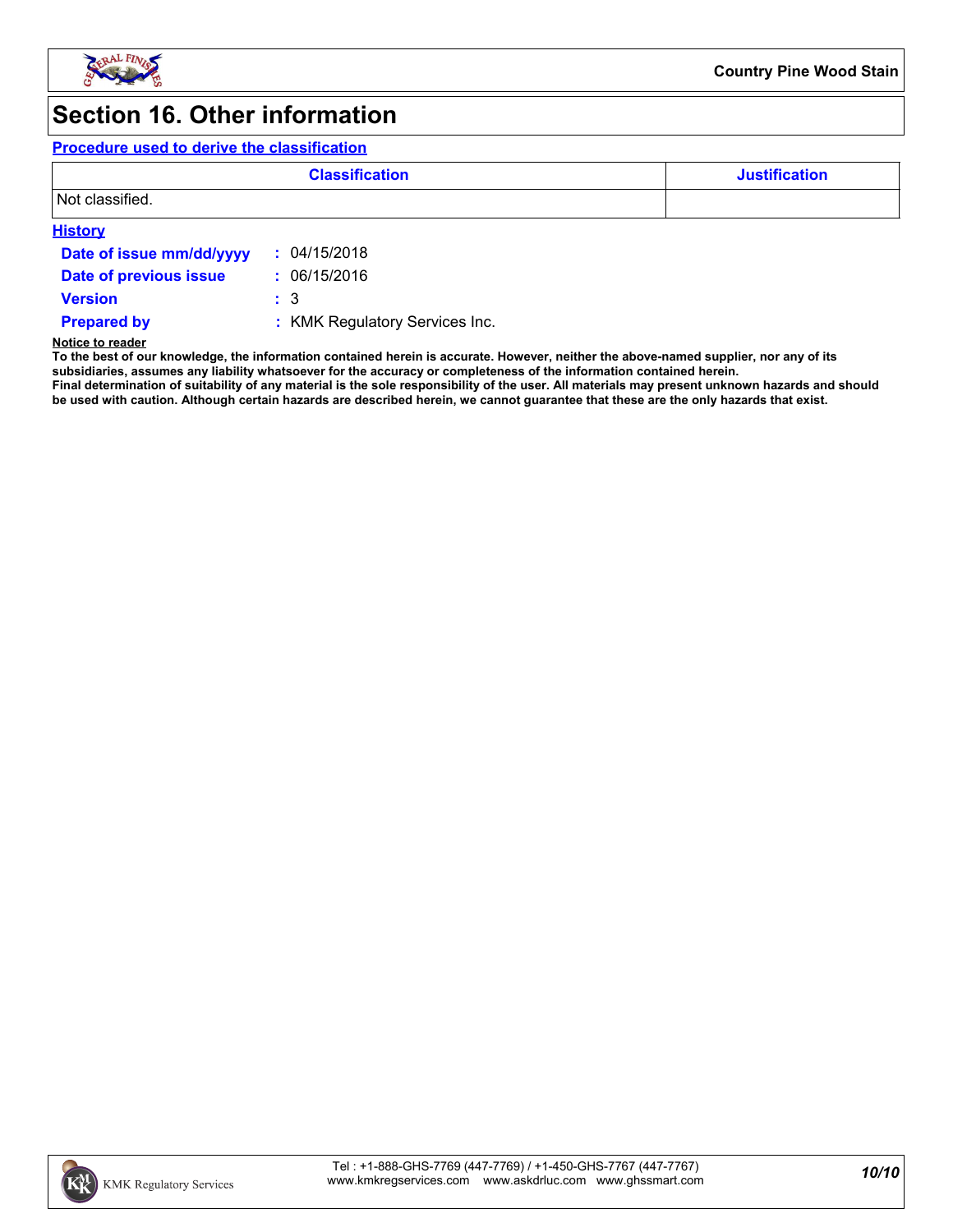# Section 16. Other information

### Procedure used to derive the classification

| Classification | Justification |
| --- | --- |
| Not classified. | |

### History

**Date of issue mm/dd/yyyy** : 04/15/2018

**Date of previous issue** : 06/15/2016

**Version** : 3

**Prepared by** : KMK Regulatory Services Inc.

**Notice to reader**

**To the best of our knowledge, the information contained herein is accurate. However, neither the above-named supplier, nor any of its subsidiaries, assumes any liability whatsoever for the accuracy or completeness of the information contained herein.**
**Final determination of suitability of any material is the sole responsibility of the user. All materials may present unknown hazards and should be used with caution. Although certain hazards are described herein, we cannot guarantee that these are the only hazards that exist.**